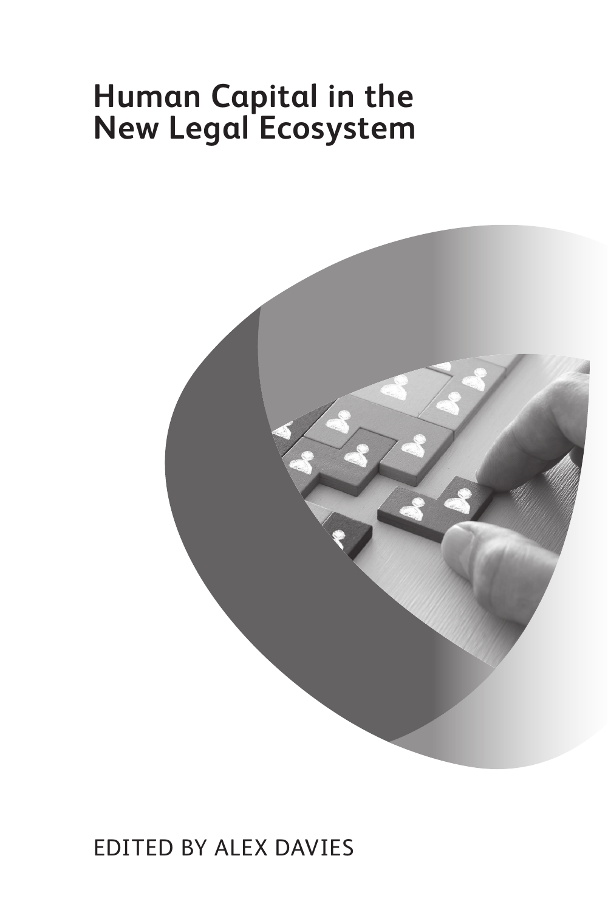# Human Capital in the New Legal Ecosystem

EDITED BY ALEX DAVIES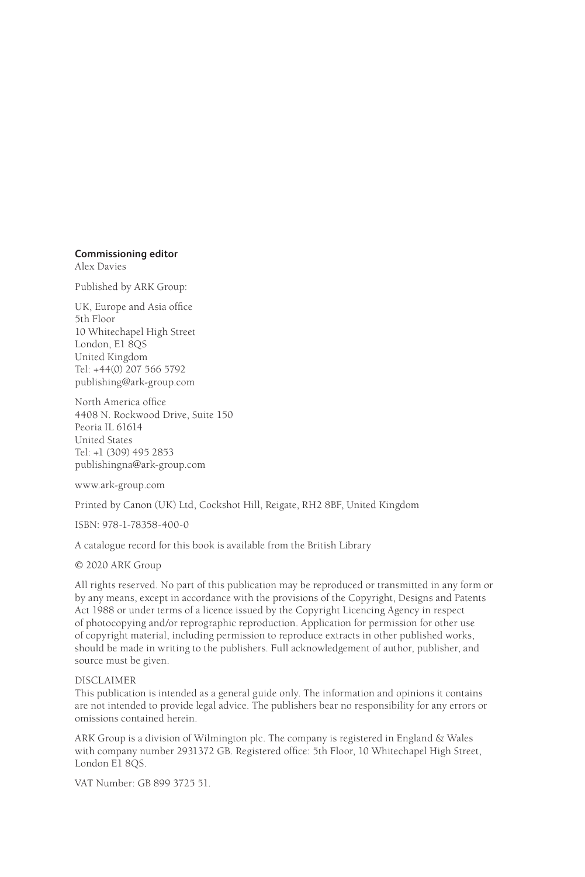**Commissioning editor**
Alex Davies

Published by ARK Group:

UK, Europe and Asia office
5th Floor
10 Whitechapel High Street
London, E1 8QS
United Kingdom
Tel: +44(0) 207 566 5792
publishing@ark-group.com

North America office
4408 N. Rockwood Drive, Suite 150
Peoria IL 61614
United States
Tel: +1 (309) 495 2853
publishingna@ark-group.com

www.ark-group.com

Printed by Canon (UK) Ltd, Cockshot Hill, Reigate, RH2 8BF, United Kingdom

ISBN: 978-1-78358-400-0

A catalogue record for this book is available from the British Library

© 2020 ARK Group

All rights reserved. No part of this publication may be reproduced or transmitted in any form or by any means, except in accordance with the provisions of the Copyright, Designs and Patents Act 1988 or under terms of a licence issued by the Copyright Licencing Agency in respect of photocopying and/or reprographic reproduction. Application for permission for other use of copyright material, including permission to reproduce extracts in other published works, should be made in writing to the publishers. Full acknowledgement of author, publisher, and source must be given.

DISCLAIMER
This publication is intended as a general guide only. The information and opinions it contains are not intended to provide legal advice. The publishers bear no responsibility for any errors or omissions contained herein.

ARK Group is a division of Wilmington plc. The company is registered in England & Wales with company number 2931372 GB. Registered office: 5th Floor, 10 Whitechapel High Street, London E1 8QS.

VAT Number: GB 899 3725 51.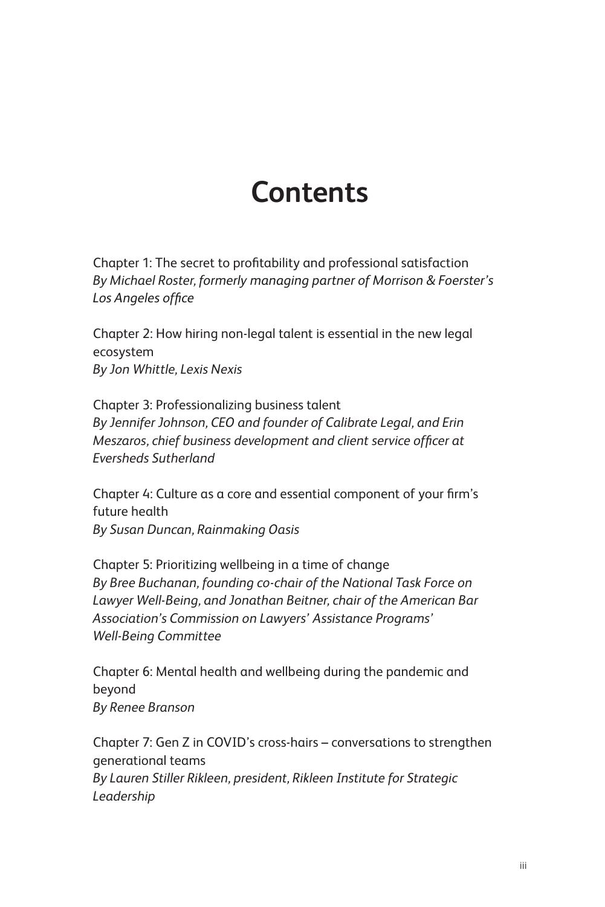# Contents

Chapter 1: The secret to profitability and professional satisfaction
*By Michael Roster, formerly managing partner of Morrison & Foerster's Los Angeles office*

Chapter 2: How hiring non-legal talent is essential in the new legal ecosystem
*By Jon Whittle, Lexis Nexis*

Chapter 3: Professionalizing business talent
*By Jennifer Johnson, CEO and founder of Calibrate Legal, and Erin Meszaros, chief business development and client service officer at Eversheds Sutherland*

Chapter 4: Culture as a core and essential component of your firm's future health
*By Susan Duncan, Rainmaking Oasis*

Chapter 5: Prioritizing wellbeing in a time of change
*By Bree Buchanan, founding co-chair of the National Task Force on Lawyer Well-Being, and Jonathan Beitner, chair of the American Bar Association's Commission on Lawyers' Assistance Programs' Well-Being Committee*

Chapter 6: Mental health and wellbeing during the pandemic and beyond
*By Renee Branson*

Chapter 7: Gen Z in COVID's cross-hairs – conversations to strengthen generational teams
*By Lauren Stiller Rikleen, president, Rikleen Institute for Strategic Leadership*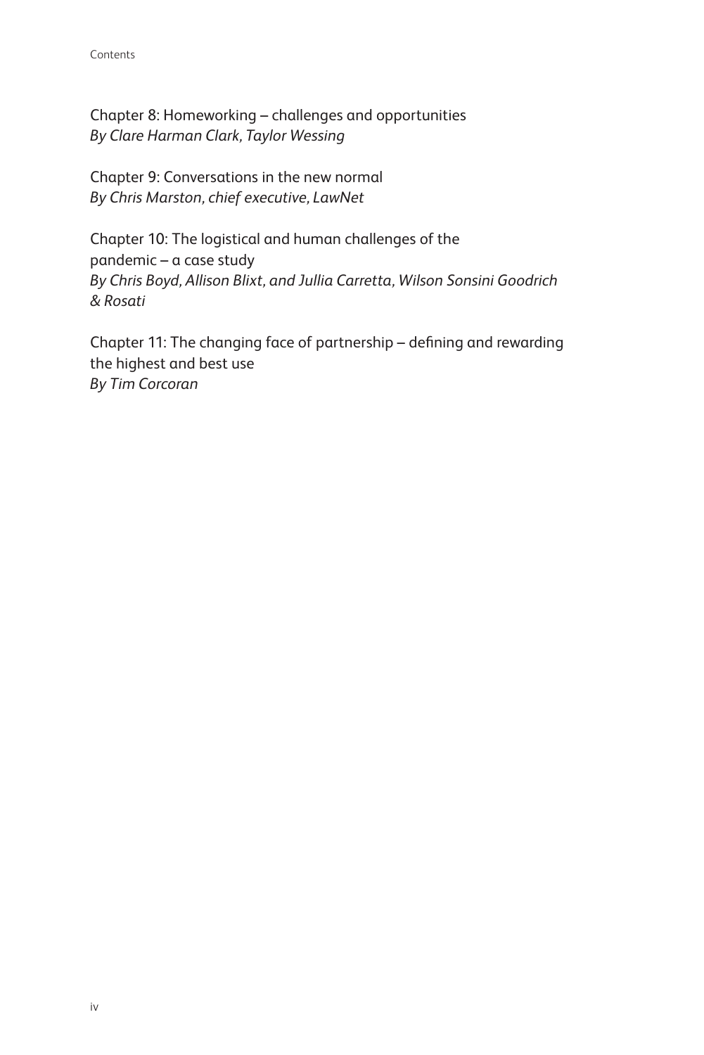Chapter 8: Homeworking – challenges and opportunities
*By Clare Harman Clark, Taylor Wessing*

Chapter 9: Conversations in the new normal
*By Chris Marston, chief executive, LawNet*

Chapter 10: The logistical and human challenges of the pandemic – a case study
*By Chris Boyd, Allison Blixt, and Jullia Carretta, Wilson Sonsini Goodrich & Rosati*

Chapter 11: The changing face of partnership – defining and rewarding the highest and best use
*By Tim Corcoran*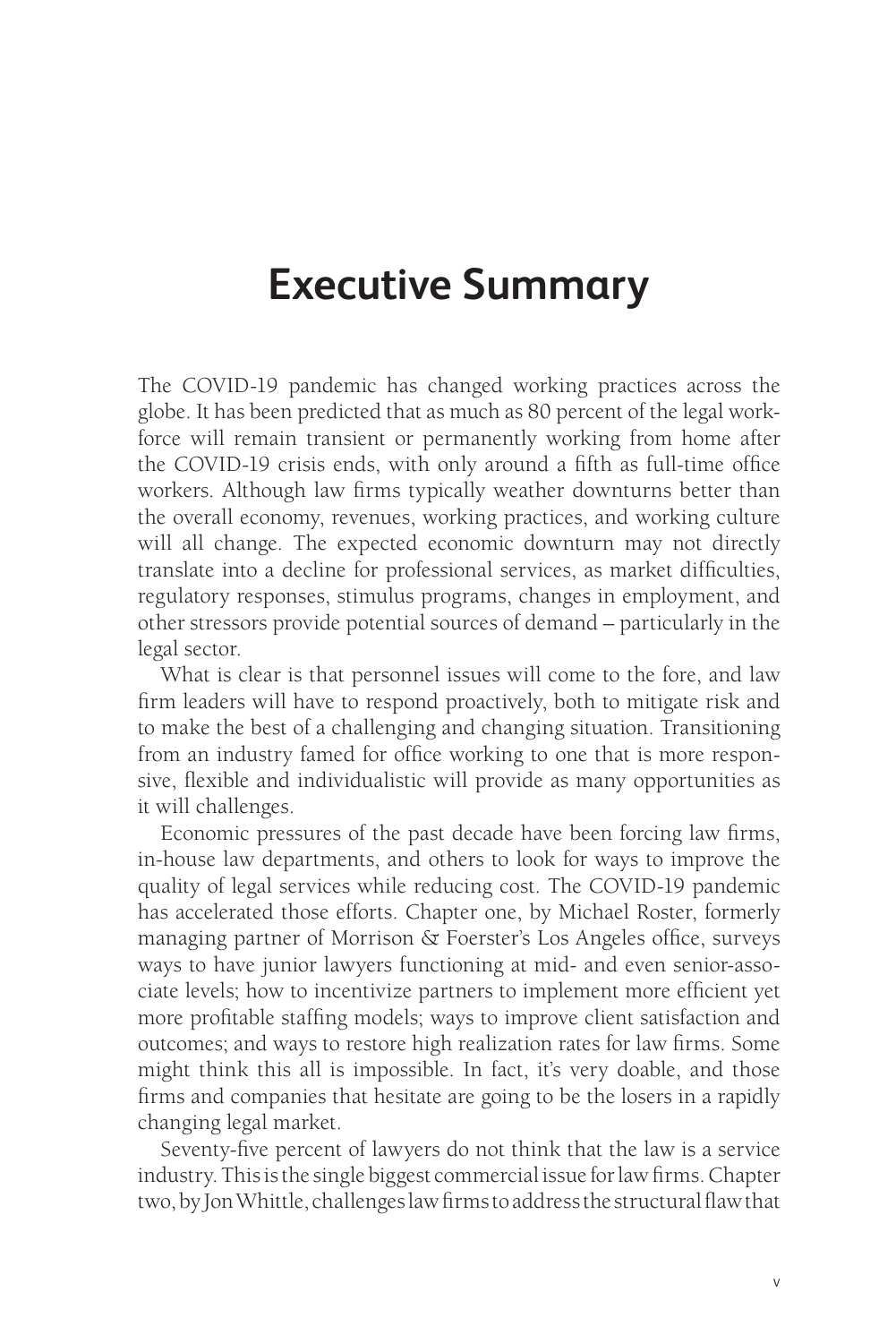# Executive Summary

The COVID-19 pandemic has changed working practices across the globe. It has been predicted that as much as 80 percent of the legal workforce will remain transient or permanently working from home after the COVID-19 crisis ends, with only around a fifth as full-time office workers. Although law firms typically weather downturns better than the overall economy, revenues, working practices, and working culture will all change. The expected economic downturn may not directly translate into a decline for professional services, as market difficulties, regulatory responses, stimulus programs, changes in employment, and other stressors provide potential sources of demand – particularly in the legal sector.

What is clear is that personnel issues will come to the fore, and law firm leaders will have to respond proactively, both to mitigate risk and to make the best of a challenging and changing situation. Transitioning from an industry famed for office working to one that is more responsive, flexible and individualistic will provide as many opportunities as it will challenges.

Economic pressures of the past decade have been forcing law firms, in-house law departments, and others to look for ways to improve the quality of legal services while reducing cost. The COVID-19 pandemic has accelerated those efforts. Chapter one, by Michael Roster, formerly managing partner of Morrison & Foerster's Los Angeles office, surveys ways to have junior lawyers functioning at mid- and even senior-associate levels; how to incentivize partners to implement more efficient yet more profitable staffing models; ways to improve client satisfaction and outcomes; and ways to restore high realization rates for law firms. Some might think this all is impossible. In fact, it's very doable, and those firms and companies that hesitate are going to be the losers in a rapidly changing legal market.

Seventy-five percent of lawyers do not think that the law is a service industry. This is the single biggest commercial issue for law firms. Chapter two, by Jon Whittle, challenges law firms to address the structural flaw that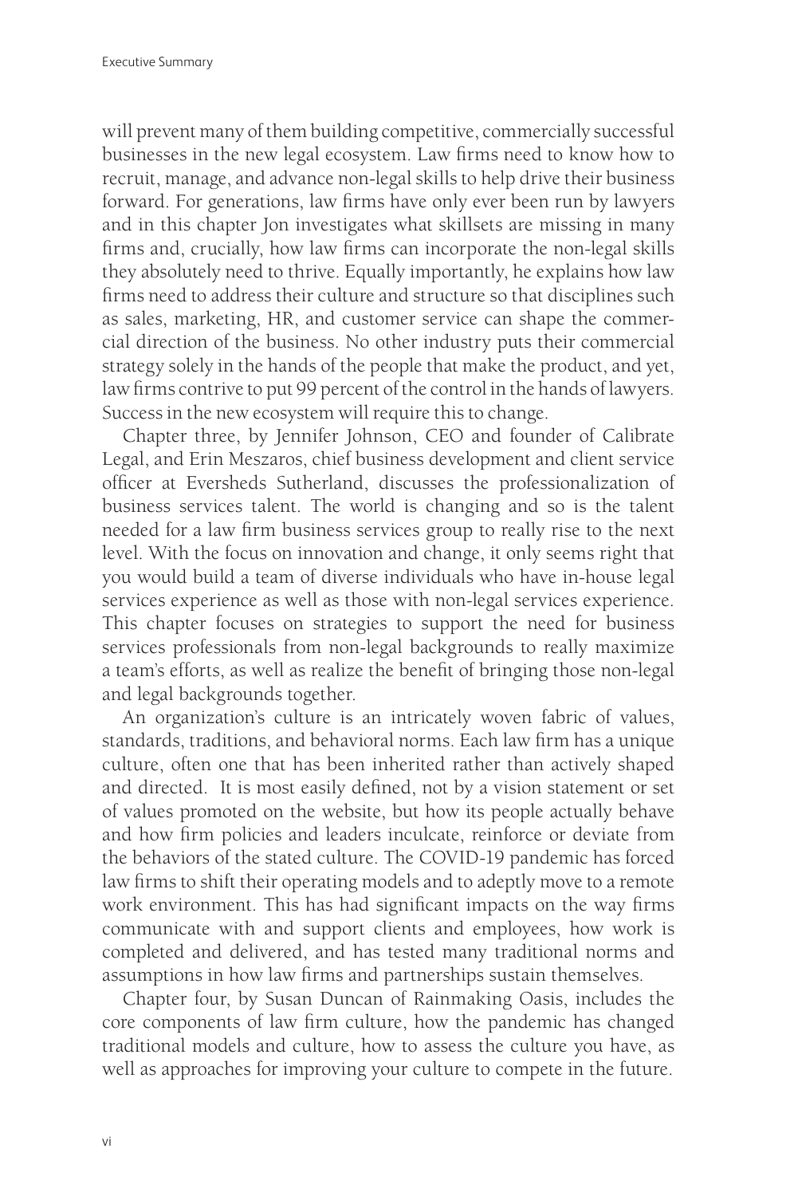will prevent many of them building competitive, commercially successful businesses in the new legal ecosystem. Law firms need to know how to recruit, manage, and advance non-legal skills to help drive their business forward. For generations, law firms have only ever been run by lawyers and in this chapter Jon investigates what skillsets are missing in many firms and, crucially, how law firms can incorporate the non-legal skills they absolutely need to thrive. Equally importantly, he explains how law firms need to address their culture and structure so that disciplines such as sales, marketing, HR, and customer service can shape the commercial direction of the business. No other industry puts their commercial strategy solely in the hands of the people that make the product, and yet, law firms contrive to put 99 percent of the control in the hands of lawyers. Success in the new ecosystem will require this to change.

Chapter three, by Jennifer Johnson, CEO and founder of Calibrate Legal, and Erin Meszaros, chief business development and client service officer at Eversheds Sutherland, discusses the professionalization of business services talent. The world is changing and so is the talent needed for a law firm business services group to really rise to the next level. With the focus on innovation and change, it only seems right that you would build a team of diverse individuals who have in-house legal services experience as well as those with non-legal services experience. This chapter focuses on strategies to support the need for business services professionals from non-legal backgrounds to really maximize a team's efforts, as well as realize the benefit of bringing those non-legal and legal backgrounds together.

An organization's culture is an intricately woven fabric of values, standards, traditions, and behavioral norms. Each law firm has a unique culture, often one that has been inherited rather than actively shaped and directed. It is most easily defined, not by a vision statement or set of values promoted on the website, but how its people actually behave and how firm policies and leaders inculcate, reinforce or deviate from the behaviors of the stated culture. The COVID-19 pandemic has forced law firms to shift their operating models and to adeptly move to a remote work environment. This has had significant impacts on the way firms communicate with and support clients and employees, how work is completed and delivered, and has tested many traditional norms and assumptions in how law firms and partnerships sustain themselves.

Chapter four, by Susan Duncan of Rainmaking Oasis, includes the core components of law firm culture, how the pandemic has changed traditional models and culture, how to assess the culture you have, as well as approaches for improving your culture to compete in the future.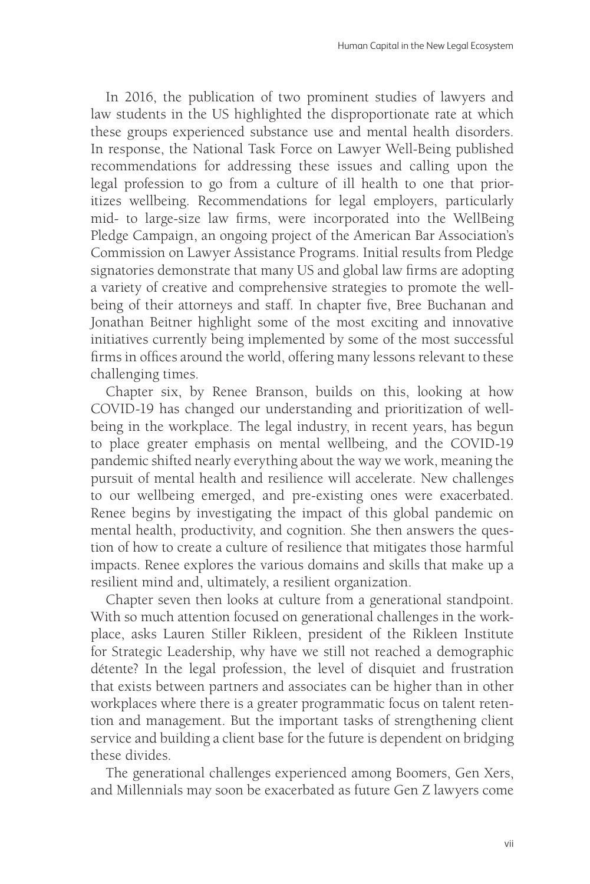In 2016, the publication of two prominent studies of lawyers and law students in the US highlighted the disproportionate rate at which these groups experienced substance use and mental health disorders. In response, the National Task Force on Lawyer Well-Being published recommendations for addressing these issues and calling upon the legal profession to go from a culture of ill health to one that prioritizes wellbeing. Recommendations for legal employers, particularly mid- to large-size law firms, were incorporated into the WellBeing Pledge Campaign, an ongoing project of the American Bar Association's Commission on Lawyer Assistance Programs. Initial results from Pledge signatories demonstrate that many US and global law firms are adopting a variety of creative and comprehensive strategies to promote the wellbeing of their attorneys and staff. In chapter five, Bree Buchanan and Jonathan Beitner highlight some of the most exciting and innovative initiatives currently being implemented by some of the most successful firms in offices around the world, offering many lessons relevant to these challenging times.

Chapter six, by Renee Branson, builds on this, looking at how COVID-19 has changed our understanding and prioritization of wellbeing in the workplace. The legal industry, in recent years, has begun to place greater emphasis on mental wellbeing, and the COVID-19 pandemic shifted nearly everything about the way we work, meaning the pursuit of mental health and resilience will accelerate. New challenges to our wellbeing emerged, and pre-existing ones were exacerbated. Renee begins by investigating the impact of this global pandemic on mental health, productivity, and cognition. She then answers the question of how to create a culture of resilience that mitigates those harmful impacts. Renee explores the various domains and skills that make up a resilient mind and, ultimately, a resilient organization.

Chapter seven then looks at culture from a generational standpoint. With so much attention focused on generational challenges in the workplace, asks Lauren Stiller Rikleen, president of the Rikleen Institute for Strategic Leadership, why have we still not reached a demographic détente? In the legal profession, the level of disquiet and frustration that exists between partners and associates can be higher than in other workplaces where there is a greater programmatic focus on talent retention and management. But the important tasks of strengthening client service and building a client base for the future is dependent on bridging these divides.

The generational challenges experienced among Boomers, Gen Xers, and Millennials may soon be exacerbated as future Gen Z lawyers come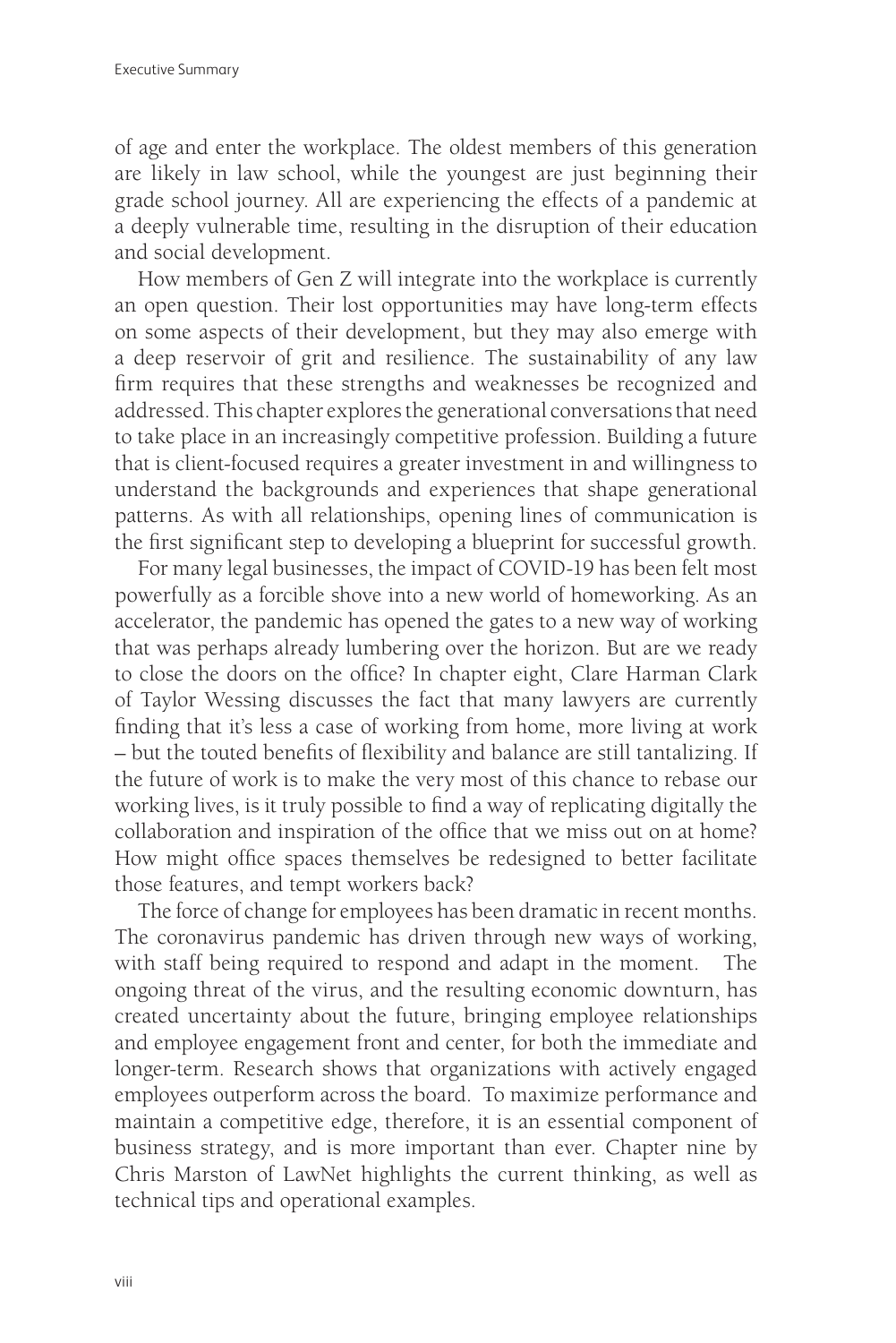of age and enter the workplace. The oldest members of this generation are likely in law school, while the youngest are just beginning their grade school journey. All are experiencing the effects of a pandemic at a deeply vulnerable time, resulting in the disruption of their education and social development.

How members of Gen Z will integrate into the workplace is currently an open question. Their lost opportunities may have long-term effects on some aspects of their development, but they may also emerge with a deep reservoir of grit and resilience. The sustainability of any law firm requires that these strengths and weaknesses be recognized and addressed. This chapter explores the generational conversations that need to take place in an increasingly competitive profession. Building a future that is client-focused requires a greater investment in and willingness to understand the backgrounds and experiences that shape generational patterns. As with all relationships, opening lines of communication is the first significant step to developing a blueprint for successful growth.

For many legal businesses, the impact of COVID-19 has been felt most powerfully as a forcible shove into a new world of homeworking. As an accelerator, the pandemic has opened the gates to a new way of working that was perhaps already lumbering over the horizon. But are we ready to close the doors on the office? In chapter eight, Clare Harman Clark of Taylor Wessing discusses the fact that many lawyers are currently finding that it's less a case of working from home, more living at work – but the touted benefits of flexibility and balance are still tantalizing. If the future of work is to make the very most of this chance to rebase our working lives, is it truly possible to find a way of replicating digitally the collaboration and inspiration of the office that we miss out on at home? How might office spaces themselves be redesigned to better facilitate those features, and tempt workers back?

The force of change for employees has been dramatic in recent months. The coronavirus pandemic has driven through new ways of working, with staff being required to respond and adapt in the moment. The ongoing threat of the virus, and the resulting economic downturn, has created uncertainty about the future, bringing employee relationships and employee engagement front and center, for both the immediate and longer-term. Research shows that organizations with actively engaged employees outperform across the board. To maximize performance and maintain a competitive edge, therefore, it is an essential component of business strategy, and is more important than ever. Chapter nine by Chris Marston of LawNet highlights the current thinking, as well as technical tips and operational examples.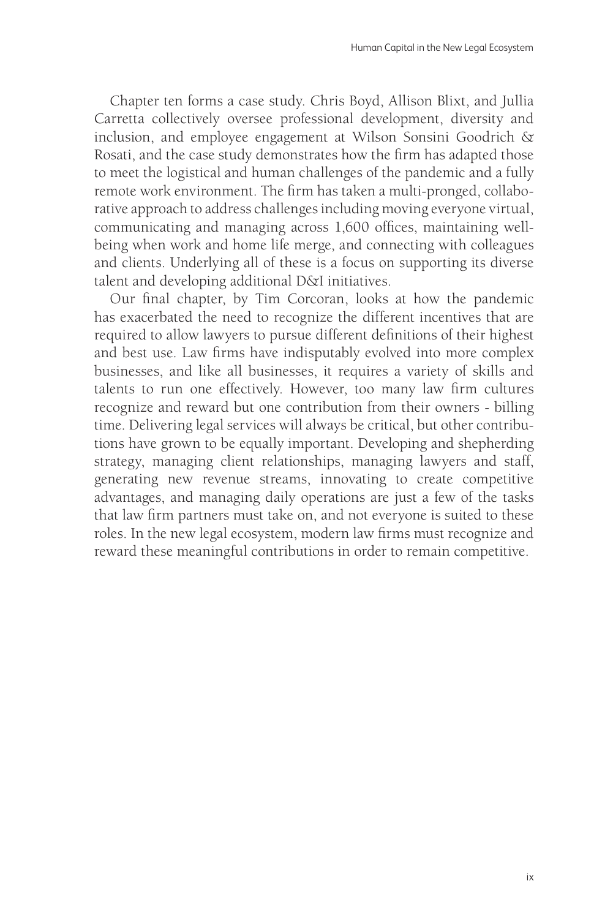Chapter ten forms a case study. Chris Boyd, Allison Blixt, and Jullia Carretta collectively oversee professional development, diversity and inclusion, and employee engagement at Wilson Sonsini Goodrich & Rosati, and the case study demonstrates how the firm has adapted those to meet the logistical and human challenges of the pandemic and a fully remote work environment. The firm has taken a multi-pronged, collaborative approach to address challenges including moving everyone virtual, communicating and managing across 1,600 offices, maintaining well-being when work and home life merge, and connecting with colleagues and clients. Underlying all of these is a focus on supporting its diverse talent and developing additional D&I initiatives.

Our final chapter, by Tim Corcoran, looks at how the pandemic has exacerbated the need to recognize the different incentives that are required to allow lawyers to pursue different definitions of their highest and best use. Law firms have indisputably evolved into more complex businesses, and like all businesses, it requires a variety of skills and talents to run one effectively. However, too many law firm cultures recognize and reward but one contribution from their owners - billing time. Delivering legal services will always be critical, but other contributions have grown to be equally important. Developing and shepherding strategy, managing client relationships, managing lawyers and staff, generating new revenue streams, innovating to create competitive advantages, and managing daily operations are just a few of the tasks that law firm partners must take on, and not everyone is suited to these roles. In the new legal ecosystem, modern law firms must recognize and reward these meaningful contributions in order to remain competitive.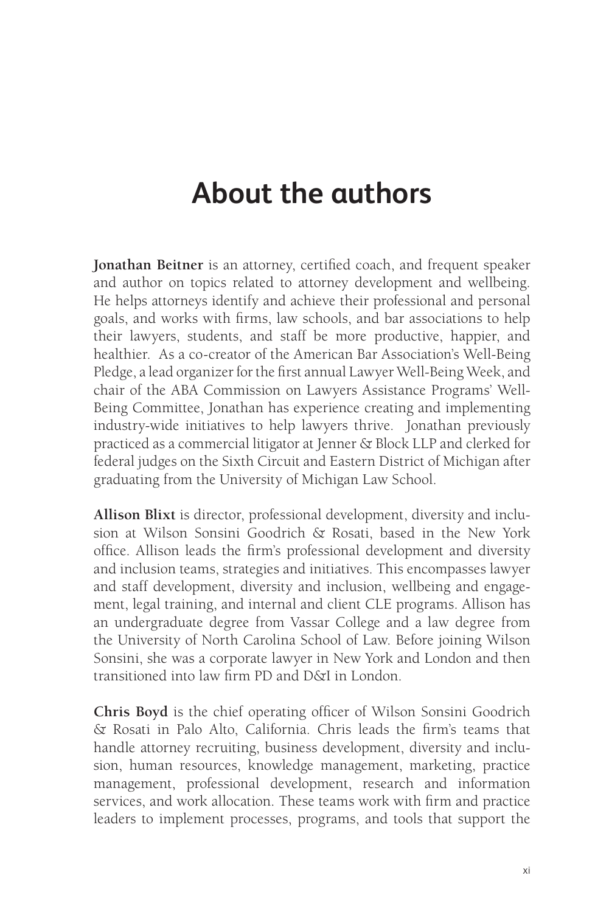# About the authors

**Jonathan Beitner** is an attorney, certified coach, and frequent speaker and author on topics related to attorney development and wellbeing. He helps attorneys identify and achieve their professional and personal goals, and works with firms, law schools, and bar associations to help their lawyers, students, and staff be more productive, happier, and healthier. As a co-creator of the American Bar Association's Well-Being Pledge, a lead organizer for the first annual Lawyer Well-Being Week, and chair of the ABA Commission on Lawyers Assistance Programs' Well-Being Committee, Jonathan has experience creating and implementing industry-wide initiatives to help lawyers thrive. Jonathan previously practiced as a commercial litigator at Jenner & Block LLP and clerked for federal judges on the Sixth Circuit and Eastern District of Michigan after graduating from the University of Michigan Law School.

**Allison Blixt** is director, professional development, diversity and inclusion at Wilson Sonsini Goodrich & Rosati, based in the New York office. Allison leads the firm's professional development and diversity and inclusion teams, strategies and initiatives. This encompasses lawyer and staff development, diversity and inclusion, wellbeing and engagement, legal training, and internal and client CLE programs. Allison has an undergraduate degree from Vassar College and a law degree from the University of North Carolina School of Law. Before joining Wilson Sonsini, she was a corporate lawyer in New York and London and then transitioned into law firm PD and D&I in London.

**Chris Boyd** is the chief operating officer of Wilson Sonsini Goodrich & Rosati in Palo Alto, California. Chris leads the firm's teams that handle attorney recruiting, business development, diversity and inclusion, human resources, knowledge management, marketing, practice management, professional development, research and information services, and work allocation. These teams work with firm and practice leaders to implement processes, programs, and tools that support the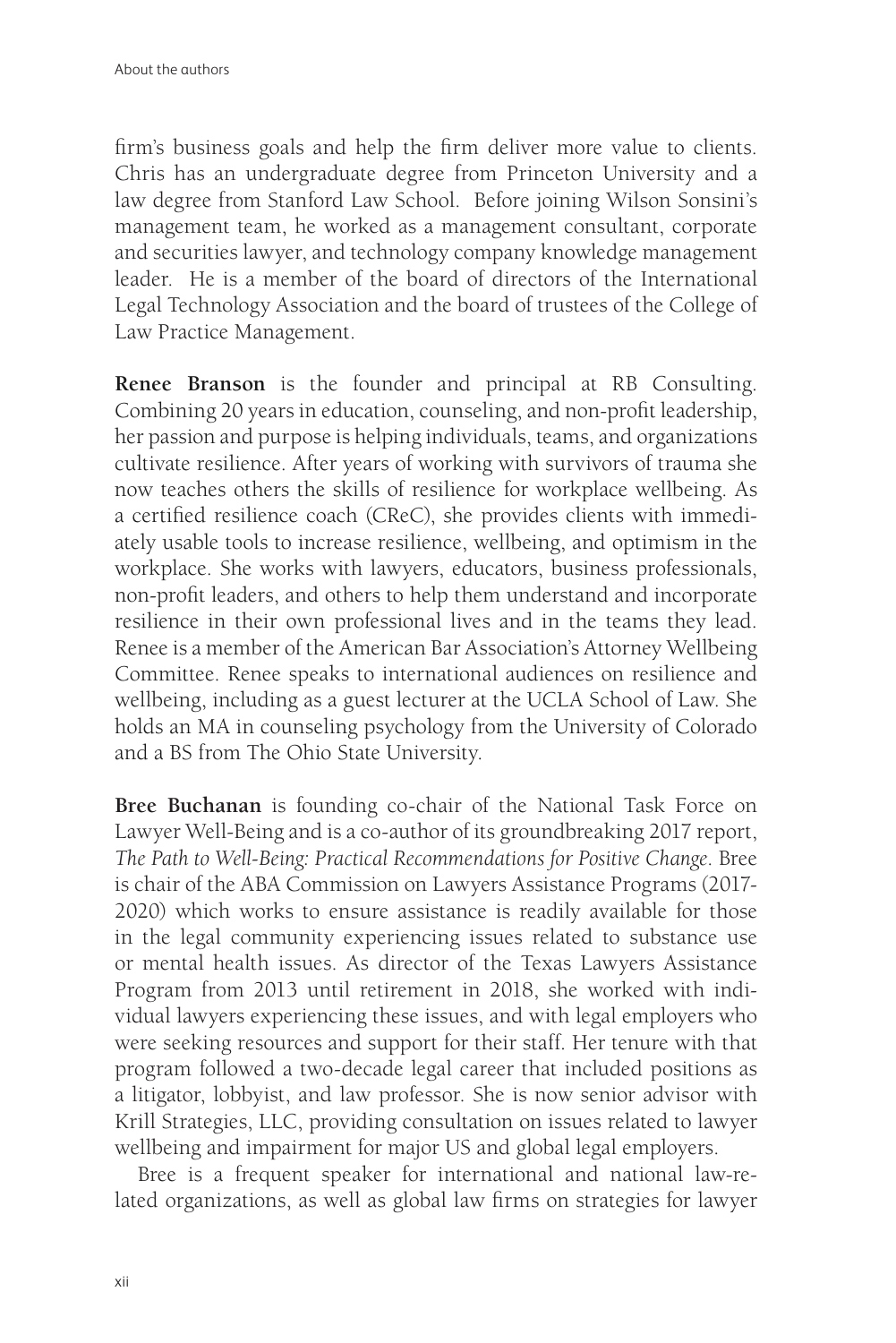firm's business goals and help the firm deliver more value to clients. Chris has an undergraduate degree from Princeton University and a law degree from Stanford Law School. Before joining Wilson Sonsini's management team, he worked as a management consultant, corporate and securities lawyer, and technology company knowledge management leader. He is a member of the board of directors of the International Legal Technology Association and the board of trustees of the College of Law Practice Management.

**Renee Branson** is the founder and principal at RB Consulting. Combining 20 years in education, counseling, and non-profit leadership, her passion and purpose is helping individuals, teams, and organizations cultivate resilience. After years of working with survivors of trauma she now teaches others the skills of resilience for workplace wellbeing. As a certified resilience coach (CReC), she provides clients with immediately usable tools to increase resilience, wellbeing, and optimism in the workplace. She works with lawyers, educators, business professionals, non-profit leaders, and others to help them understand and incorporate resilience in their own professional lives and in the teams they lead. Renee is a member of the American Bar Association's Attorney Wellbeing Committee. Renee speaks to international audiences on resilience and wellbeing, including as a guest lecturer at the UCLA School of Law. She holds an MA in counseling psychology from the University of Colorado and a BS from The Ohio State University.

**Bree Buchanan** is founding co-chair of the National Task Force on Lawyer Well-Being and is a co-author of its groundbreaking 2017 report, *The Path to Well-Being: Practical Recommendations for Positive Change*. Bree is chair of the ABA Commission on Lawyers Assistance Programs (2017-2020) which works to ensure assistance is readily available for those in the legal community experiencing issues related to substance use or mental health issues. As director of the Texas Lawyers Assistance Program from 2013 until retirement in 2018, she worked with individual lawyers experiencing these issues, and with legal employers who were seeking resources and support for their staff. Her tenure with that program followed a two-decade legal career that included positions as a litigator, lobbyist, and law professor. She is now senior advisor with Krill Strategies, LLC, providing consultation on issues related to lawyer wellbeing and impairment for major US and global legal employers.

Bree is a frequent speaker for international and national law-related organizations, as well as global law firms on strategies for lawyer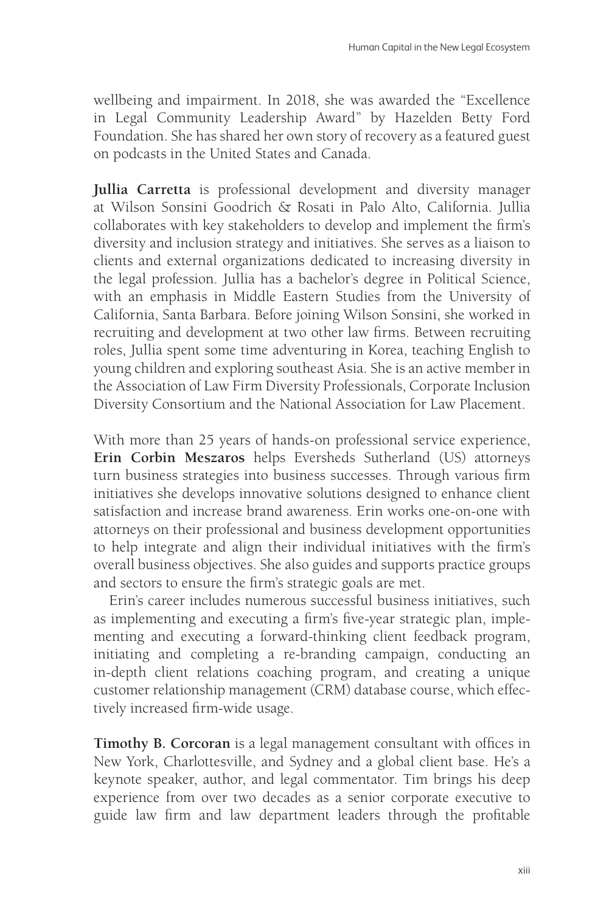wellbeing and impairment. In 2018, she was awarded the "Excellence in Legal Community Leadership Award" by Hazelden Betty Ford Foundation. She has shared her own story of recovery as a featured guest on podcasts in the United States and Canada.

**Jullia Carretta** is professional development and diversity manager at Wilson Sonsini Goodrich & Rosati in Palo Alto, California. Jullia collaborates with key stakeholders to develop and implement the firm's diversity and inclusion strategy and initiatives. She serves as a liaison to clients and external organizations dedicated to increasing diversity in the legal profession. Jullia has a bachelor's degree in Political Science, with an emphasis in Middle Eastern Studies from the University of California, Santa Barbara. Before joining Wilson Sonsini, she worked in recruiting and development at two other law firms. Between recruiting roles, Jullia spent some time adventuring in Korea, teaching English to young children and exploring southeast Asia. She is an active member in the Association of Law Firm Diversity Professionals, Corporate Inclusion Diversity Consortium and the National Association for Law Placement.

With more than 25 years of hands-on professional service experience, **Erin Corbin Meszaros** helps Eversheds Sutherland (US) attorneys turn business strategies into business successes. Through various firm initiatives she develops innovative solutions designed to enhance client satisfaction and increase brand awareness. Erin works one-on-one with attorneys on their professional and business development opportunities to help integrate and align their individual initiatives with the firm's overall business objectives. She also guides and supports practice groups and sectors to ensure the firm's strategic goals are met.

Erin's career includes numerous successful business initiatives, such as implementing and executing a firm's five-year strategic plan, implementing and executing a forward-thinking client feedback program, initiating and completing a re-branding campaign, conducting an in-depth client relations coaching program, and creating a unique customer relationship management (CRM) database course, which effectively increased firm-wide usage.

**Timothy B. Corcoran** is a legal management consultant with offices in New York, Charlottesville, and Sydney and a global client base. He's a keynote speaker, author, and legal commentator. Tim brings his deep experience from over two decades as a senior corporate executive to guide law firm and law department leaders through the profitable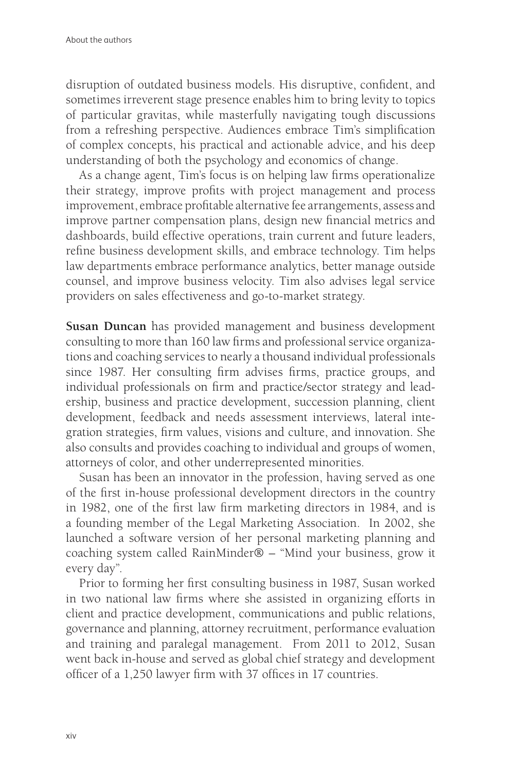disruption of outdated business models. His disruptive, confident, and sometimes irreverent stage presence enables him to bring levity to topics of particular gravitas, while masterfully navigating tough discussions from a refreshing perspective. Audiences embrace Tim's simplification of complex concepts, his practical and actionable advice, and his deep understanding of both the psychology and economics of change.

As a change agent, Tim's focus is on helping law firms operationalize their strategy, improve profits with project management and process improvement, embrace profitable alternative fee arrangements, assess and improve partner compensation plans, design new financial metrics and dashboards, build effective operations, train current and future leaders, refine business development skills, and embrace technology. Tim helps law departments embrace performance analytics, better manage outside counsel, and improve business velocity. Tim also advises legal service providers on sales effectiveness and go-to-market strategy.

**Susan Duncan** has provided management and business development consulting to more than 160 law firms and professional service organizations and coaching services to nearly a thousand individual professionals since 1987. Her consulting firm advises firms, practice groups, and individual professionals on firm and practice/sector strategy and leadership, business and practice development, succession planning, client development, feedback and needs assessment interviews, lateral integration strategies, firm values, visions and culture, and innovation. She also consults and provides coaching to individual and groups of women, attorneys of color, and other underrepresented minorities.

Susan has been an innovator in the profession, having served as one of the first in-house professional development directors in the country in 1982, one of the first law firm marketing directors in 1984, and is a founding member of the Legal Marketing Association. In 2002, she launched a software version of her personal marketing planning and coaching system called RainMinder® – "Mind your business, grow it every day".

Prior to forming her first consulting business in 1987, Susan worked in two national law firms where she assisted in organizing efforts in client and practice development, communications and public relations, governance and planning, attorney recruitment, performance evaluation and training and paralegal management. From 2011 to 2012, Susan went back in-house and served as global chief strategy and development officer of a 1,250 lawyer firm with 37 offices in 17 countries.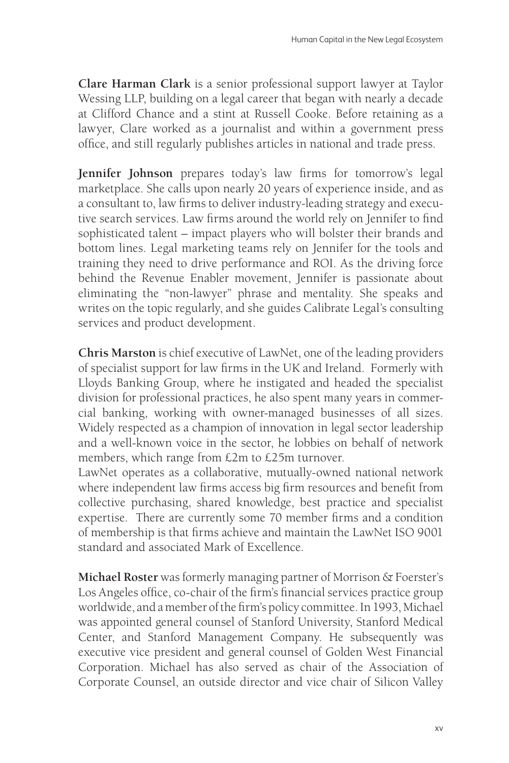**Clare Harman Clark** is a senior professional support lawyer at Taylor Wessing LLP, building on a legal career that began with nearly a decade at Clifford Chance and a stint at Russell Cooke. Before retaining as a lawyer, Clare worked as a journalist and within a government press office, and still regularly publishes articles in national and trade press.

**Jennifer Johnson** prepares today's law firms for tomorrow's legal marketplace. She calls upon nearly 20 years of experience inside, and as a consultant to, law firms to deliver industry-leading strategy and executive search services. Law firms around the world rely on Jennifer to find sophisticated talent – impact players who will bolster their brands and bottom lines. Legal marketing teams rely on Jennifer for the tools and training they need to drive performance and ROI. As the driving force behind the Revenue Enabler movement, Jennifer is passionate about eliminating the "non-lawyer" phrase and mentality. She speaks and writes on the topic regularly, and she guides Calibrate Legal's consulting services and product development.

**Chris Marston** is chief executive of LawNet, one of the leading providers of specialist support for law firms in the UK and Ireland. Formerly with Lloyds Banking Group, where he instigated and headed the specialist division for professional practices, he also spent many years in commercial banking, working with owner-managed businesses of all sizes. Widely respected as a champion of innovation in legal sector leadership and a well-known voice in the sector, he lobbies on behalf of network members, which range from £2m to £25m turnover.
LawNet operates as a collaborative, mutually-owned national network where independent law firms access big firm resources and benefit from collective purchasing, shared knowledge, best practice and specialist expertise. There are currently some 70 member firms and a condition of membership is that firms achieve and maintain the LawNet ISO 9001 standard and associated Mark of Excellence.

**Michael Roster** was formerly managing partner of Morrison & Foerster's Los Angeles office, co-chair of the firm's financial services practice group worldwide, and a member of the firm's policy committee. In 1993, Michael was appointed general counsel of Stanford University, Stanford Medical Center, and Stanford Management Company. He subsequently was executive vice president and general counsel of Golden West Financial Corporation. Michael has also served as chair of the Association of Corporate Counsel, an outside director and vice chair of Silicon Valley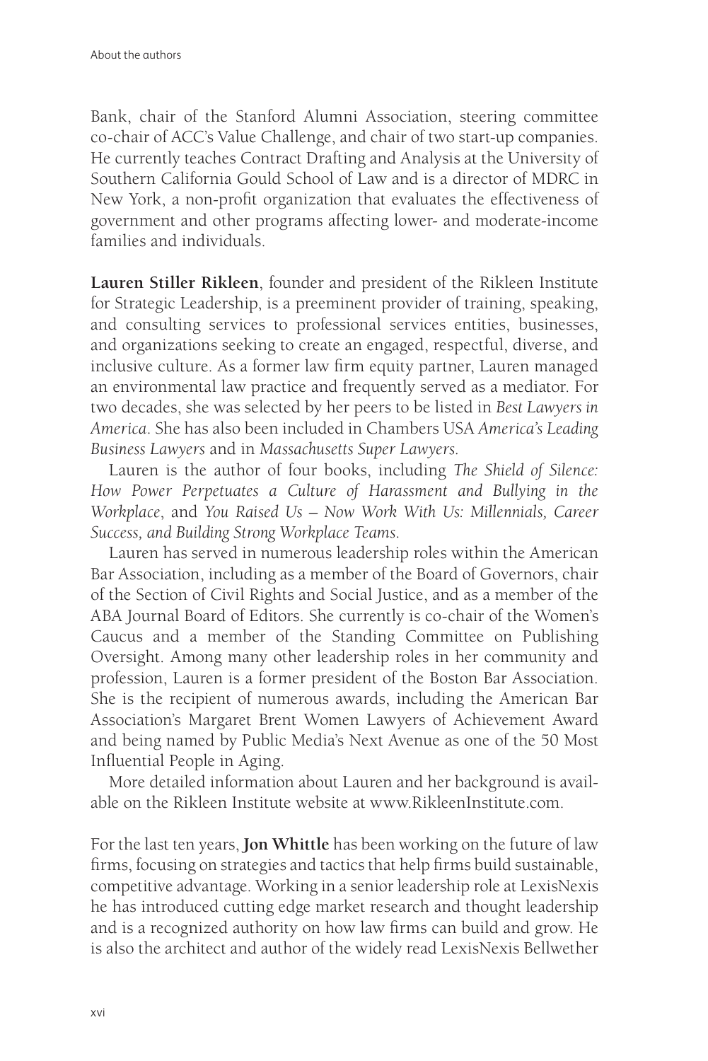Bank, chair of the Stanford Alumni Association, steering committee co-chair of ACC's Value Challenge, and chair of two start-up companies. He currently teaches Contract Drafting and Analysis at the University of Southern California Gould School of Law and is a director of MDRC in New York, a non-profit organization that evaluates the effectiveness of government and other programs affecting lower- and moderate-income families and individuals.

**Lauren Stiller Rikleen**, founder and president of the Rikleen Institute for Strategic Leadership, is a preeminent provider of training, speaking, and consulting services to professional services entities, businesses, and organizations seeking to create an engaged, respectful, diverse, and inclusive culture. As a former law firm equity partner, Lauren managed an environmental law practice and frequently served as a mediator. For two decades, she was selected by her peers to be listed in *Best Lawyers in America*. She has also been included in Chambers USA *America's Leading Business Lawyers* and in *Massachusetts Super Lawyers*.

Lauren is the author of four books, including *The Shield of Silence: How Power Perpetuates a Culture of Harassment and Bullying in the Workplace*, and *You Raised Us – Now Work With Us: Millennials, Career Success, and Building Strong Workplace Teams*.

Lauren has served in numerous leadership roles within the American Bar Association, including as a member of the Board of Governors, chair of the Section of Civil Rights and Social Justice, and as a member of the ABA Journal Board of Editors. She currently is co-chair of the Women's Caucus and a member of the Standing Committee on Publishing Oversight. Among many other leadership roles in her community and profession, Lauren is a former president of the Boston Bar Association. She is the recipient of numerous awards, including the American Bar Association's Margaret Brent Women Lawyers of Achievement Award and being named by Public Media's Next Avenue as one of the 50 Most Influential People in Aging.

More detailed information about Lauren and her background is available on the Rikleen Institute website at www.RikleenInstitute.com.

For the last ten years, **Jon Whittle** has been working on the future of law firms, focusing on strategies and tactics that help firms build sustainable, competitive advantage. Working in a senior leadership role at LexisNexis he has introduced cutting edge market research and thought leadership and is a recognized authority on how law firms can build and grow. He is also the architect and author of the widely read LexisNexis Bellwether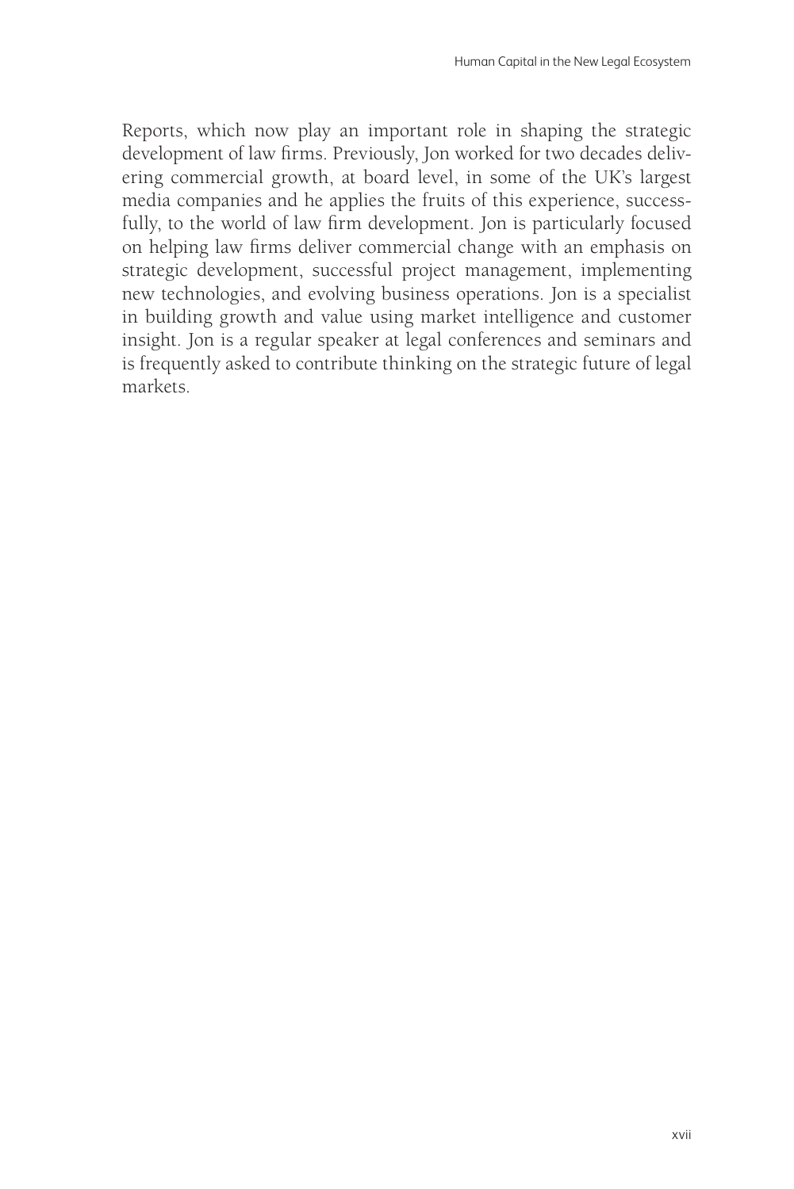Reports, which now play an important role in shaping the strategic development of law firms. Previously, Jon worked for two decades delivering commercial growth, at board level, in some of the UK's largest media companies and he applies the fruits of this experience, successfully, to the world of law firm development. Jon is particularly focused on helping law firms deliver commercial change with an emphasis on strategic development, successful project management, implementing new technologies, and evolving business operations. Jon is a specialist in building growth and value using market intelligence and customer insight. Jon is a regular speaker at legal conferences and seminars and is frequently asked to contribute thinking on the strategic future of legal markets.